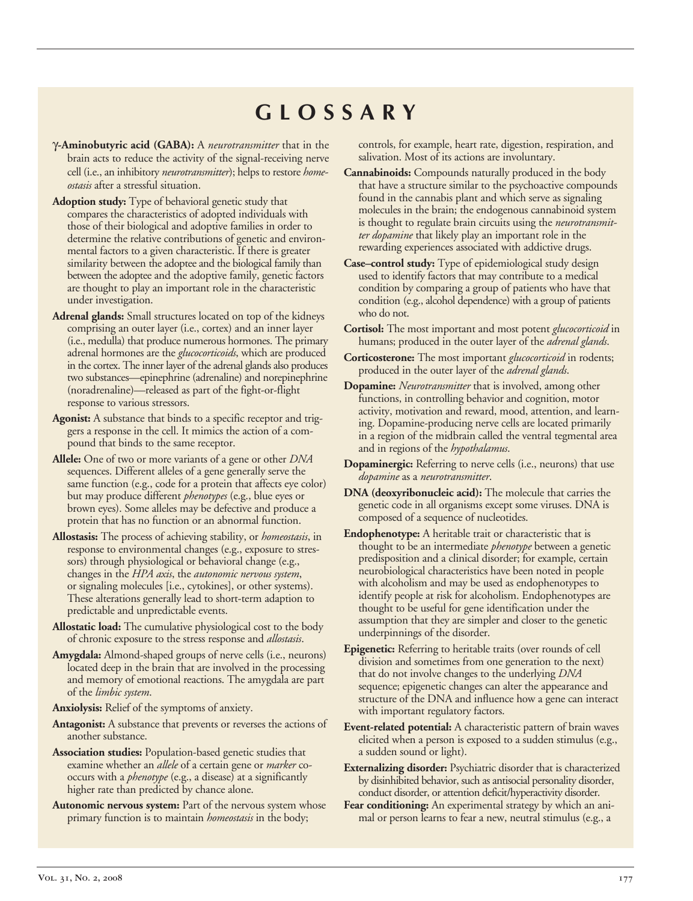# GLOSSARY

**γ-Aminobutyric acid (GABA):** A *neurotransmitter* that in the brain acts to reduce the activity of the signal-receiving nerve cell (i.e., an inhibitory *neurotransmitter*); helps to restore *homeostasis* after a stressful situation.

**Adoption study:** Type of behavioral genetic study that compares the characteristics of adopted individuals with those of their biological and adoptive families in order to determine the relative contributions of genetic and environmental factors to a given characteristic. If there is greater similarity between the adoptee and the biological family than between the adoptee and the adoptive family, genetic factors are thought to play an important role in the characteristic under investigation.

**Adrenal glands:** Small structures located on top of the kidneys comprising an outer layer (i.e., cortex) and an inner layer (i.e., medulla) that produce numerous hormones. The primary adrenal hormones are the *glucocorticoids*, which are produced in the cortex. The inner layer of the adrenal glands also produces two substances—epinephrine (adrenaline) and norepinephrine (noradrenaline)—released as part of the fight-or-flight response to various stressors.

**Agonist:** A substance that binds to a specific receptor and triggers a response in the cell. It mimics the action of a compound that binds to the same receptor.

**Allele:** One of two or more variants of a gene or other *DNA* sequences. Different alleles of a gene generally serve the same function (e.g., code for a protein that affects eye color) but may produce different *phenotypes* (e.g., blue eyes or brown eyes). Some alleles may be defective and produce a protein that has no function or an abnormal function.

**Allostasis:** The process of achieving stability, or *homeostasis*, in response to environmental changes (e.g., exposure to stressors) through physiological or behavioral change (e.g., changes in the *HPA axis*, the *autonomic nervous system*, or signaling molecules [i.e., cytokines], or other systems). These alterations generally lead to short-term adaption to predictable and unpredictable events.

**Allostatic load:** The cumulative physiological cost to the body of chronic exposure to the stress response and *allostasis*.

**Amygdala:** Almond-shaped groups of nerve cells (i.e., neurons) located deep in the brain that are involved in the processing and memory of emotional reactions. The amygdala are part of the *limbic system*.

**Anxiolysis:** Relief of the symptoms of anxiety.

**Antagonist:** A substance that prevents or reverses the actions of another substance.

**Association studies:** Population-based genetic studies that examine whether an *allele* of a certain gene or *marker* co-occurs with a *phenotype* (e.g., a disease) at a significantly higher rate than predicted by chance alone.

**Autonomic nervous system:** Part of the nervous system whose primary function is to maintain *homeostasis* in the body; controls, for example, heart rate, digestion, respiration, and salivation. Most of its actions are involuntary.

**Cannabinoids:** Compounds naturally produced in the body that have a structure similar to the psychoactive compounds found in the cannabis plant and which serve as signaling molecules in the brain; the endogenous cannabinoid system is thought to regulate brain circuits using the *neurotransmitter dopamine* that likely play an important role in the rewarding experiences associated with addictive drugs.

**Case–control study:** Type of epidemiological study design used to identify factors that may contribute to a medical condition by comparing a group of patients who have that condition (e.g., alcohol dependence) with a group of patients who do not.

**Cortisol:** The most important and most potent *glucocorticoid* in humans; produced in the outer layer of the *adrenal glands*.

**Corticosterone:** The most important *glucocorticoid* in rodents; produced in the outer layer of the *adrenal glands*.

**Dopamine:** *Neurotransmitter* that is involved, among other functions, in controlling behavior and cognition, motor activity, motivation and reward, mood, attention, and learning. Dopamine-producing nerve cells are located primarily in a region of the midbrain called the ventral tegmental area and in regions of the *hypothalamus*.

**Dopaminergic:** Referring to nerve cells (i.e., neurons) that use *dopamine* as a *neurotransmitter*.

**DNA (deoxyribonucleic acid):** The molecule that carries the genetic code in all organisms except some viruses. DNA is composed of a sequence of nucleotides.

**Endophenotype:** A heritable trait or characteristic that is thought to be an intermediate *phenotype* between a genetic predisposition and a clinical disorder; for example, certain neurobiological characteristics have been noted in people with alcoholism and may be used as endophenotypes to identify people at risk for alcoholism. Endophenotypes are thought to be useful for gene identification under the assumption that they are simpler and closer to the genetic underpinnings of the disorder.

**Epigenetic:** Referring to heritable traits (over rounds of cell division and sometimes from one generation to the next) that do not involve changes to the underlying *DNA* sequence; epigenetic changes can alter the appearance and structure of the DNA and influence how a gene can interact with important regulatory factors.

**Event-related potential:** A characteristic pattern of brain waves elicited when a person is exposed to a sudden stimulus (e.g., a sudden sound or light).

**Externalizing disorder:** Psychiatric disorder that is characterized by disinhibited behavior, such as antisocial personality disorder, conduct disorder, or attention deficit/hyperactivity disorder.

**Fear conditioning:** An experimental strategy by which an animal or person learns to fear a new, neutral stimulus (e.g., a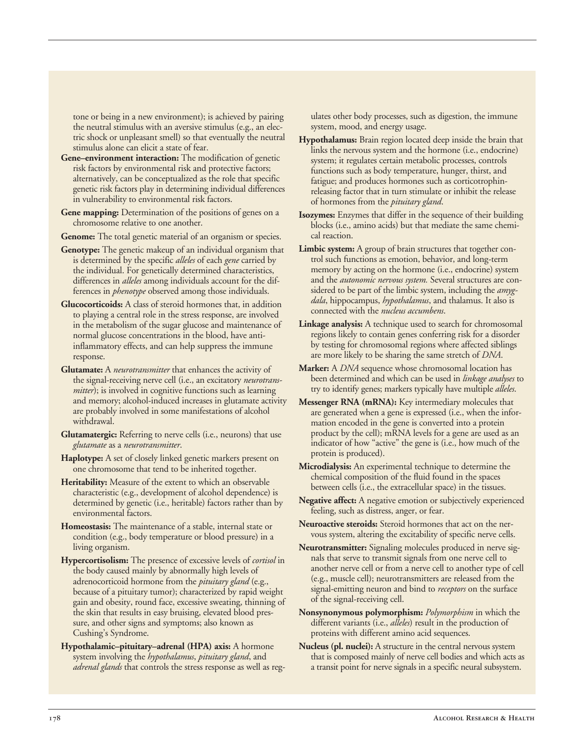tone or being in a new environment); is achieved by pairing the neutral stimulus with an aversive stimulus (e.g., an electric shock or unpleasant smell) so that eventually the neutral stimulus alone can elicit a state of fear.

**Gene–environment interaction:** The modification of genetic risk factors by environmental risk and protective factors; alternatively, can be conceptualized as the role that specific genetic risk factors play in determining individual differences in vulnerability to environmental risk factors.

**Gene mapping:** Determination of the positions of genes on a chromosome relative to one another.

**Genome:** The total genetic material of an organism or species.

**Genotype:** The genetic makeup of an individual organism that is determined by the specific *alleles* of each *gene* carried by the individual. For genetically determined characteristics, differences in *alleles* among individuals account for the differences in *phenotype* observed among those individuals.

**Glucocorticoids:** A class of steroid hormones that, in addition to playing a central role in the stress response, are involved in the metabolism of the sugar glucose and maintenance of normal glucose concentrations in the blood, have anti-inflammatory effects, and can help suppress the immune response.

**Glutamate:** A *neurotransmitter* that enhances the activity of the signal-receiving nerve cell (i.e., an excitatory *neurotransmitter*); is involved in cognitive functions such as learning and memory; alcohol-induced increases in glutamate activity are probably involved in some manifestations of alcohol withdrawal.

**Glutamatergic:** Referring to nerve cells (i.e., neurons) that use *glutamate* as a *neurotransmitter*.

**Haplotype:** A set of closely linked genetic markers present on one chromosome that tend to be inherited together.

**Heritability:** Measure of the extent to which an observable characteristic (e.g., development of alcohol dependence) is determined by genetic (i.e., heritable) factors rather than by environmental factors.

**Homeostasis:** The maintenance of a stable, internal state or condition (e.g., body temperature or blood pressure) in a living organism.

**Hypercortisolism:** The presence of excessive levels of *cortisol* in the body caused mainly by abnormally high levels of adrenocorticoid hormone from the *pituitary gland* (e.g., because of a pituitary tumor); characterized by rapid weight gain and obesity, round face, excessive sweating, thinning of the skin that results in easy bruising, elevated blood pressure, and other signs and symptoms; also known as Cushing's Syndrome.

**Hypothalamic–pituitary–adrenal (HPA) axis:** A hormone system involving the *hypothalamus*, *pituitary gland*, and *adrenal glands* that controls the stress response as well as regulates other body processes, such as digestion, the immune system, mood, and energy usage.

**Hypothalamus:** Brain region located deep inside the brain that links the nervous system and the hormone (i.e., endocrine) system; it regulates certain metabolic processes, controls functions such as body temperature, hunger, thirst, and fatigue; and produces hormones such as corticotrophin-releasing factor that in turn stimulate or inhibit the release of hormones from the *pituitary gland*.

**Isozymes:** Enzymes that differ in the sequence of their building blocks (i.e., amino acids) but that mediate the same chemical reaction.

**Limbic system:** A group of brain structures that together control such functions as emotion, behavior, and long-term memory by acting on the hormone (i.e., endocrine) system and the *autonomic nervous system.* Several structures are considered to be part of the limbic system, including the *amygdala*, hippocampus, *hypothalamus*, and thalamus. It also is connected with the *nucleus accumbens*.

**Linkage analysis:** A technique used to search for chromosomal regions likely to contain genes conferring risk for a disorder by testing for chromosomal regions where affected siblings are more likely to be sharing the same stretch of *DNA*.

**Marker:** A *DNA* sequence whose chromosomal location has been determined and which can be used in *linkage analyses* to try to identify genes; markers typically have multiple *alleles*.

**Messenger RNA (mRNA):** Key intermediary molecules that are generated when a gene is expressed (i.e., when the information encoded in the gene is converted into a protein product by the cell); mRNA levels for a gene are used as an indicator of how "active" the gene is (i.e., how much of the protein is produced).

**Microdialysis:** An experimental technique to determine the chemical composition of the fluid found in the spaces between cells (i.e., the extracellular space) in the tissues.

**Negative affect:** A negative emotion or subjectively experienced feeling, such as distress, anger, or fear.

**Neuroactive steroids:** Steroid hormones that act on the nervous system, altering the excitability of specific nerve cells.

**Neurotransmitter:** Signaling molecules produced in nerve signals that serve to transmit signals from one nerve cell to another nerve cell or from a nerve cell to another type of cell (e.g., muscle cell); neurotransmitters are released from the signal-emitting neuron and bind to *receptors* on the surface of the signal-receiving cell.

**Nonsynonymous polymorphism:** *Polymorphism* in which the different variants (i.e., *alleles*) result in the production of proteins with different amino acid sequences.

**Nucleus (pl. nuclei):** A structure in the central nervous system that is composed mainly of nerve cell bodies and which acts as a transit point for nerve signals in a specific neural subsystem.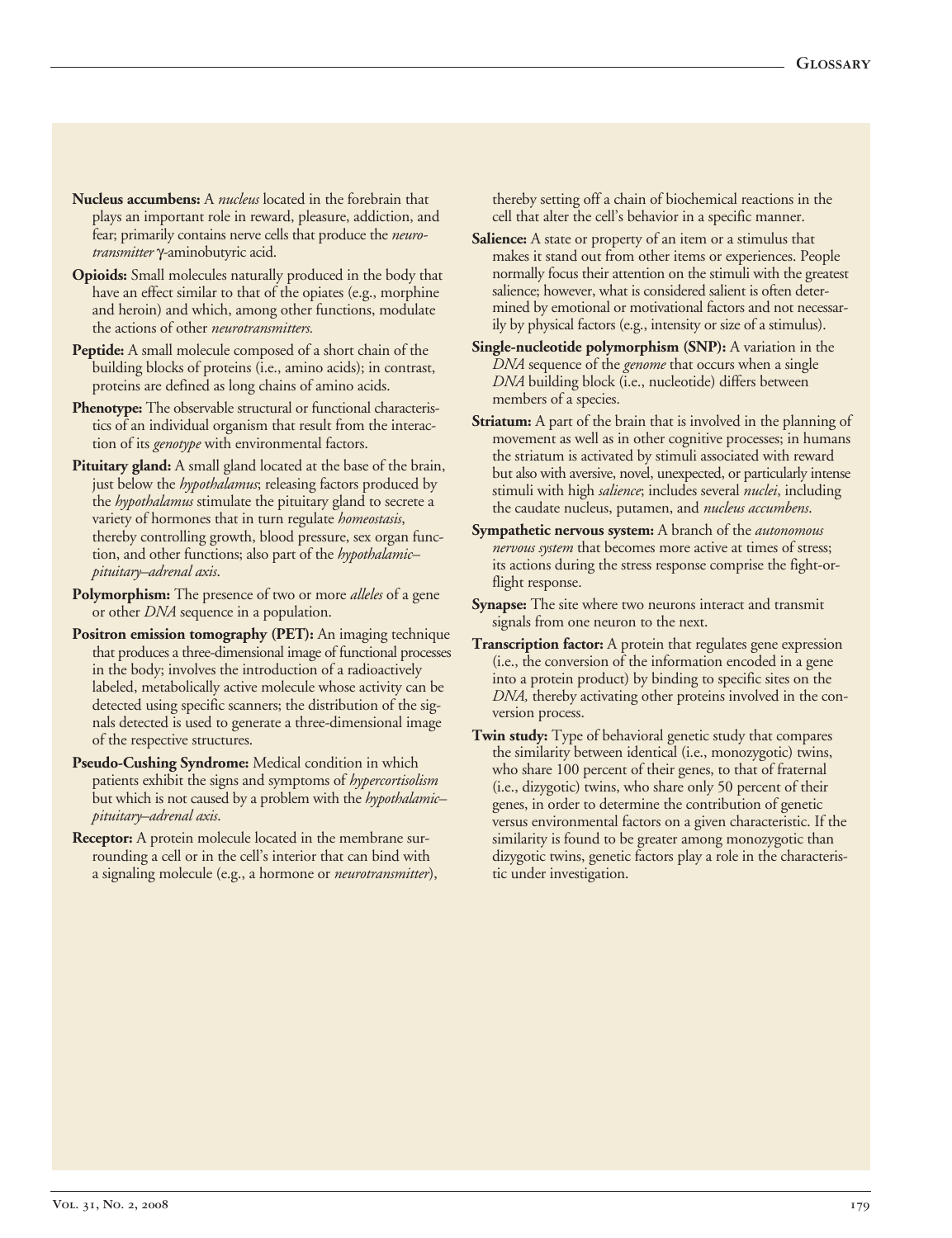**Nucleus accumbens:** A *nucleus* located in the forebrain that plays an important role in reward, pleasure, addiction, and fear; primarily contains nerve cells that produce the *neurotransmitter* γ-aminobutyric acid.

**Opioids:** Small molecules naturally produced in the body that have an effect similar to that of the opiates (e.g., morphine and heroin) and which, among other functions, modulate the actions of other *neurotransmitters.*

**Peptide:** A small molecule composed of a short chain of the building blocks of proteins (i.e., amino acids); in contrast, proteins are defined as long chains of amino acids.

**Phenotype:** The observable structural or functional characteristics of an individual organism that result from the interaction of its *genotype* with environmental factors.

**Pituitary gland:** A small gland located at the base of the brain, just below the *hypothalamus*; releasing factors produced by the *hypothalamus* stimulate the pituitary gland to secrete a variety of hormones that in turn regulate *homeostasis*, thereby controlling growth, blood pressure, sex organ function, and other functions; also part of the *hypothalamic–pituitary–adrenal axis*.

**Polymorphism:** The presence of two or more *alleles* of a gene or other *DNA* sequence in a population.

**Positron emission tomography (PET):** An imaging technique that produces a three-dimensional image of functional processes in the body; involves the introduction of a radioactively labeled, metabolically active molecule whose activity can be detected using specific scanners; the distribution of the signals detected is used to generate a three-dimensional image of the respective structures.

**Pseudo-Cushing Syndrome:** Medical condition in which patients exhibit the signs and symptoms of *hypercortisolism* but which is not caused by a problem with the *hypothalamic–pituitary–adrenal axis*.

**Receptor:** A protein molecule located in the membrane surrounding a cell or in the cell's interior that can bind with a signaling molecule (e.g., a hormone or *neurotransmitter*), thereby setting off a chain of biochemical reactions in the cell that alter the cell's behavior in a specific manner.

**Salience:** A state or property of an item or a stimulus that makes it stand out from other items or experiences. People normally focus their attention on the stimuli with the greatest salience; however, what is considered salient is often determined by emotional or motivational factors and not necessarily by physical factors (e.g., intensity or size of a stimulus).

**Single-nucleotide polymorphism (SNP):** A variation in the *DNA* sequence of the *genome* that occurs when a single *DNA* building block (i.e., nucleotide) differs between members of a species.

**Striatum:** A part of the brain that is involved in the planning of movement as well as in other cognitive processes; in humans the striatum is activated by stimuli associated with reward but also with aversive, novel, unexpected, or particularly intense stimuli with high *salience*; includes several *nuclei*, including the caudate nucleus, putamen, and *nucleus accumbens*.

**Sympathetic nervous system:** A branch of the *autonomous nervous system* that becomes more active at times of stress; its actions during the stress response comprise the fight-or-flight response.

**Synapse:** The site where two neurons interact and transmit signals from one neuron to the next.

**Transcription factor:** A protein that regulates gene expression (i.e., the conversion of the information encoded in a gene into a protein product) by binding to specific sites on the *DNA,* thereby activating other proteins involved in the conversion process.

**Twin study:** Type of behavioral genetic study that compares the similarity between identical (i.e., monozygotic) twins, who share 100 percent of their genes, to that of fraternal (i.e., dizygotic) twins, who share only 50 percent of their genes, in order to determine the contribution of genetic versus environmental factors on a given characteristic. If the similarity is found to be greater among monozygotic than dizygotic twins, genetic factors play a role in the characteristic under investigation.